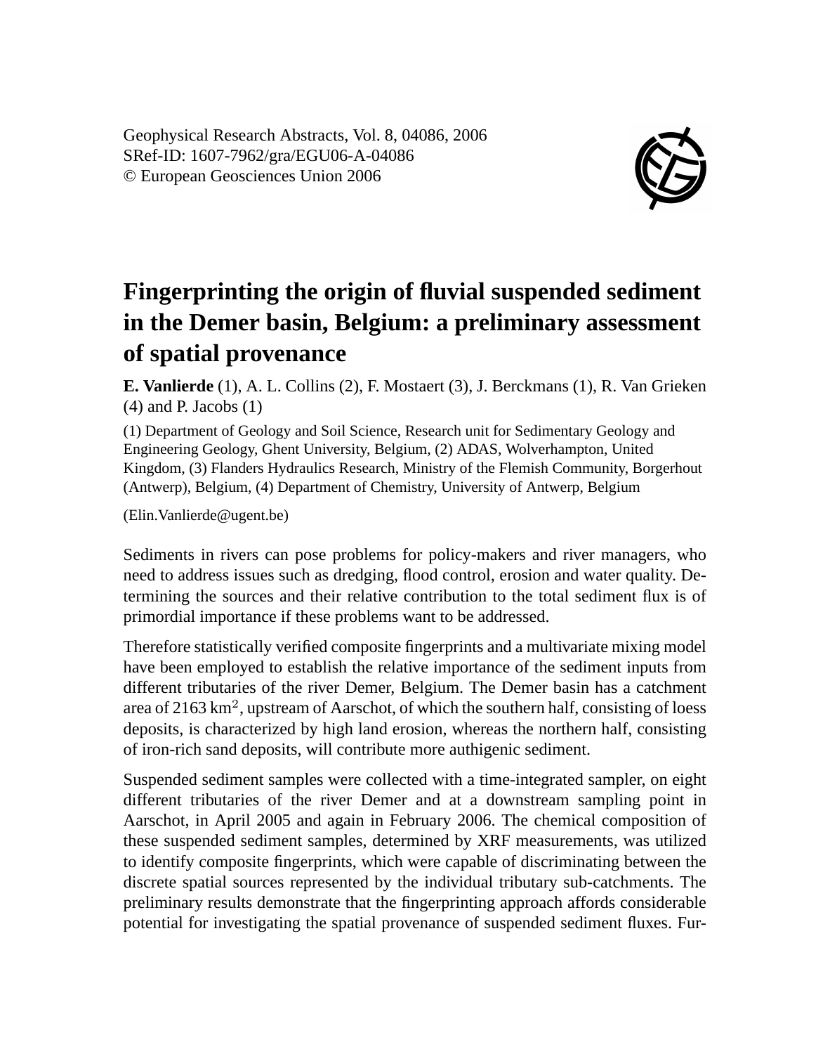Geophysical Research Abstracts, Vol. 8, 04086, 2006
SRef-ID: 1607-7962/gra/EGU06-A-04086
© European Geosciences Union 2006

# Fingerprinting the origin of fluvial suspended sediment in the Demer basin, Belgium: a preliminary assessment of spatial provenance

**E. Vanlierde** (1), A. L. Collins (2), F. Mostaert (3), J. Berckmans (1), R. Van Grieken (4) and P. Jacobs (1)

(1) Department of Geology and Soil Science, Research unit for Sedimentary Geology and Engineering Geology, Ghent University, Belgium, (2) ADAS, Wolverhampton, United Kingdom, (3) Flanders Hydraulics Research, Ministry of the Flemish Community, Borgerhout (Antwerp), Belgium, (4) Department of Chemistry, University of Antwerp, Belgium

(Elin.Vanlierde@ugent.be)

Sediments in rivers can pose problems for policy-makers and river managers, who need to address issues such as dredging, flood control, erosion and water quality. Determining the sources and their relative contribution to the total sediment flux is of primordial importance if these problems want to be addressed.

Therefore statistically verified composite fingerprints and a multivariate mixing model have been employed to establish the relative importance of the sediment inputs from different tributaries of the river Demer, Belgium. The Demer basin has a catchment area of 2163 km$^2$, upstream of Aarschot, of which the southern half, consisting of loess deposits, is characterized by high land erosion, whereas the northern half, consisting of iron-rich sand deposits, will contribute more authigenic sediment.

Suspended sediment samples were collected with a time-integrated sampler, on eight different tributaries of the river Demer and at a downstream sampling point in Aarschot, in April 2005 and again in February 2006. The chemical composition of these suspended sediment samples, determined by XRF measurements, was utilized to identify composite fingerprints, which were capable of discriminating between the discrete spatial sources represented by the individual tributary sub-catchments. The preliminary results demonstrate that the fingerprinting approach affords considerable potential for investigating the spatial provenance of suspended sediment fluxes. Fur-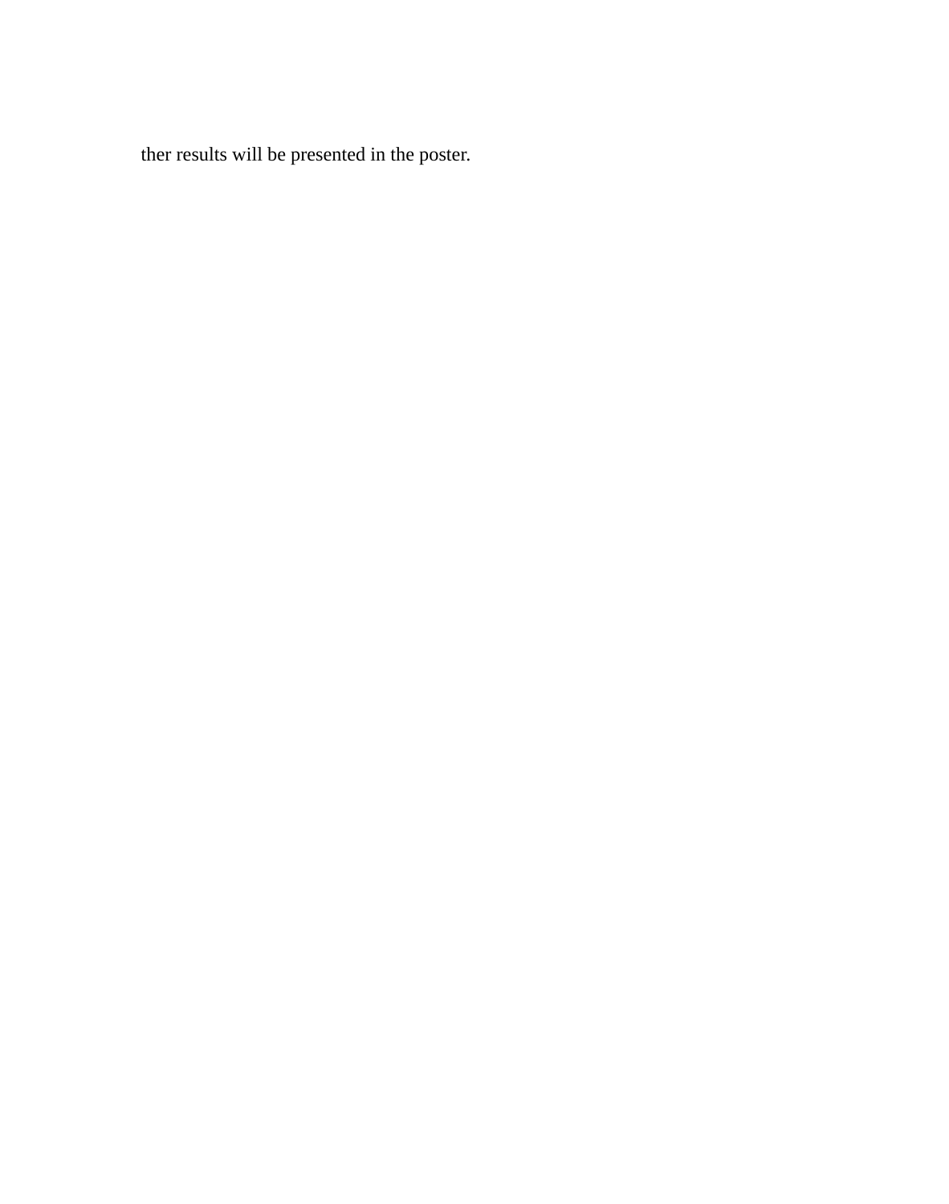ther results will be presented in the poster.